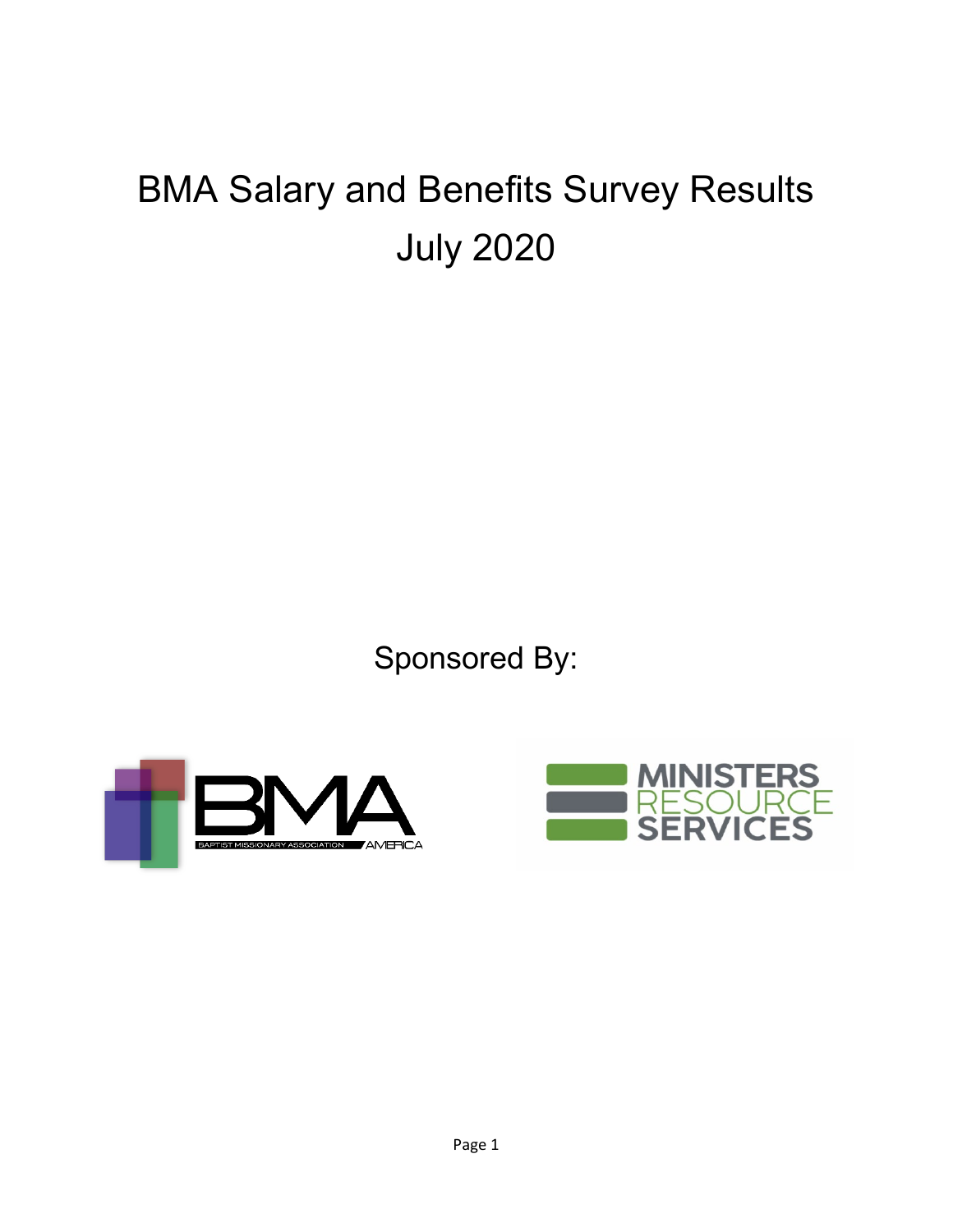# BMA Salary and Benefits Survey Results
# July 2020

Sponsored By:

BMA — BAPTIST MISSIONARY ASSOCIATION AMERICA

MINISTERS RESOURCE SERVICES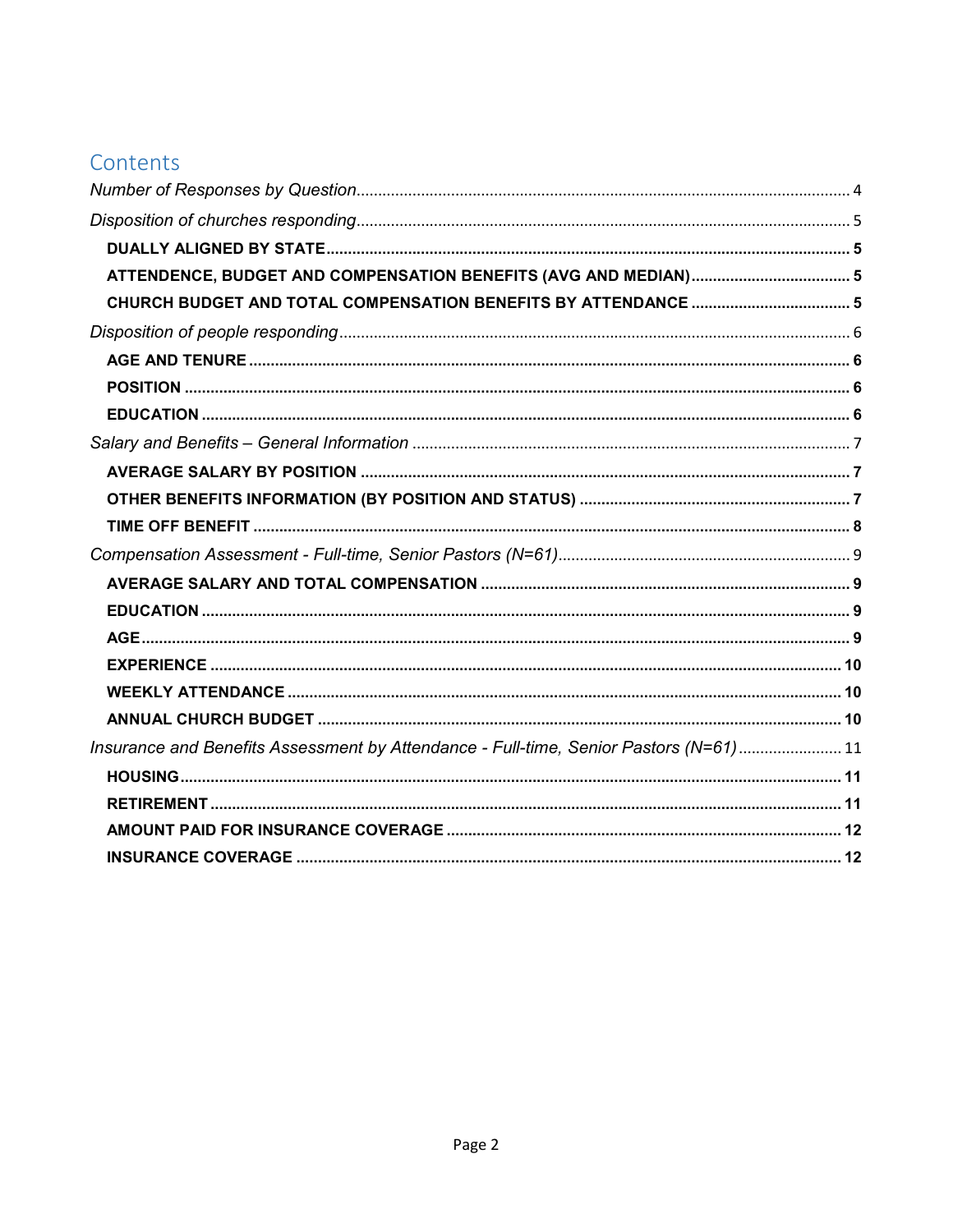# Contents

*Number of Responses by Question* .......... 4

*Disposition of churches responding* .......... 5

- **DUALLY ALIGNED BY STATE** .......... 5
- **ATTENDENCE, BUDGET AND COMPENSATION BENEFITS (AVG AND MEDIAN)** .......... 5
- **CHURCH BUDGET AND TOTAL COMPENSATION BENEFITS BY ATTENDANCE** .......... 5

*Disposition of people responding* .......... 6

- **AGE AND TENURE** .......... 6
- **POSITION** .......... 6
- **EDUCATION** .......... 6

*Salary and Benefits – General Information* .......... 7

- **AVERAGE SALARY BY POSITION** .......... 7
- **OTHER BENEFITS INFORMATION (BY POSITION AND STATUS)** .......... 7
- **TIME OFF BENEFIT** .......... 8

*Compensation Assessment - Full-time, Senior Pastors (N=61)* .......... 9

- **AVERAGE SALARY AND TOTAL COMPENSATION** .......... 9
- **EDUCATION** .......... 9
- **AGE** .......... 9
- **EXPERIENCE** .......... 10
- **WEEKLY ATTENDANCE** .......... 10
- **ANNUAL CHURCH BUDGET** .......... 10

*Insurance and Benefits Assessment by Attendance - Full-time, Senior Pastors (N=61)* .......... 11

- **HOUSING** .......... 11
- **RETIREMENT** .......... 11
- **AMOUNT PAID FOR INSURANCE COVERAGE** .......... 12
- **INSURANCE COVERAGE** .......... 12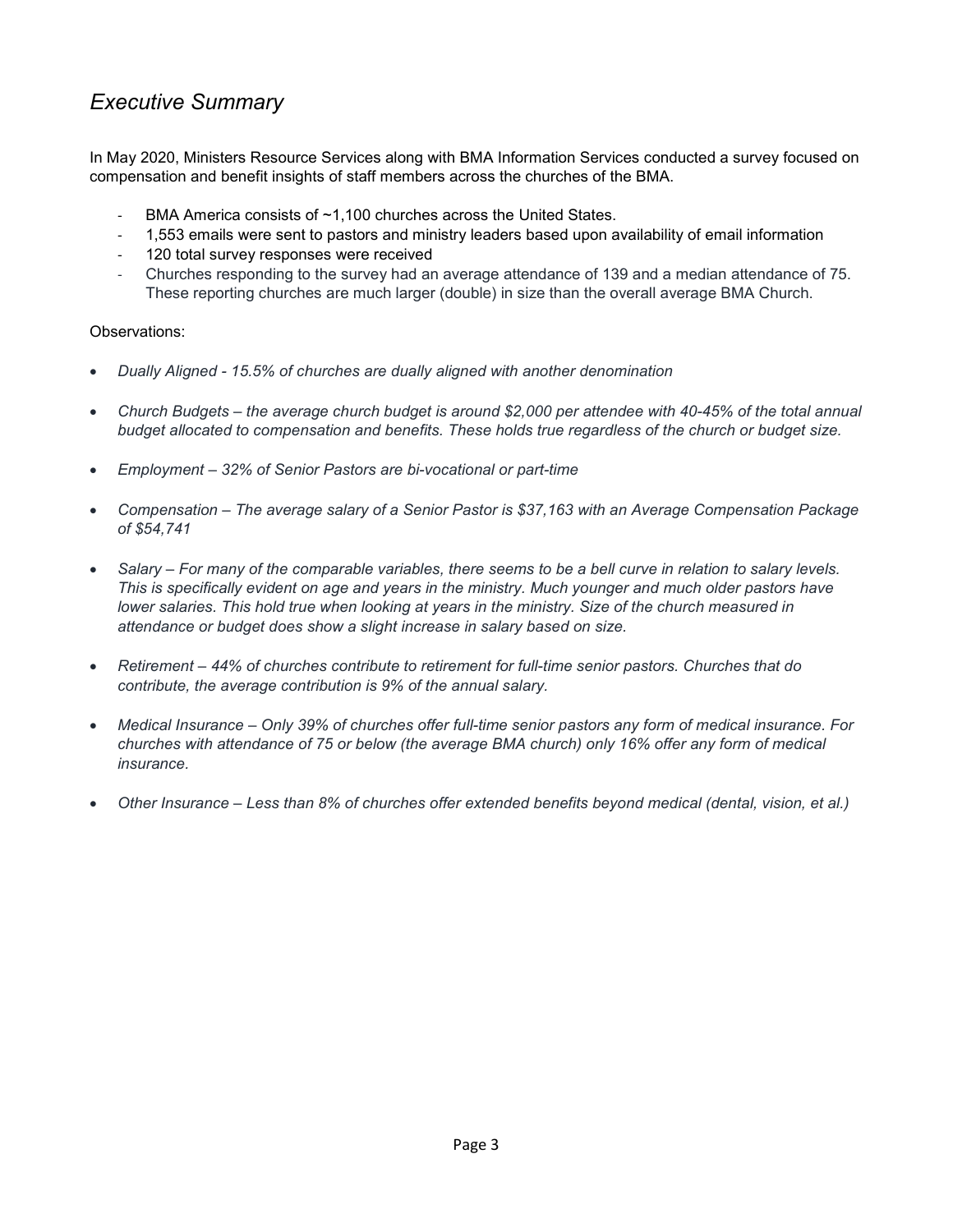# *Executive Summary*

In May 2020, Ministers Resource Services along with BMA Information Services conducted a survey focused on compensation and benefit insights of staff members across the churches of the BMA.

- BMA America consists of ~1,100 churches across the United States.
- 1,553 emails were sent to pastors and ministry leaders based upon availability of email information
- 120 total survey responses were received
- Churches responding to the survey had an average attendance of 139 and a median attendance of 75. These reporting churches are much larger (double) in size than the overall average BMA Church.

Observations:

- *Dually Aligned - 15.5% of churches are dually aligned with another denomination*
- *Church Budgets – the average church budget is around $2,000 per attendee with 40-45% of the total annual budget allocated to compensation and benefits. These holds true regardless of the church or budget size.*
- *Employment – 32% of Senior Pastors are bi-vocational or part-time*
- *Compensation – The average salary of a Senior Pastor is $37,163 with an Average Compensation Package of $54,741*
- *Salary – For many of the comparable variables, there seems to be a bell curve in relation to salary levels. This is specifically evident on age and years in the ministry. Much younger and much older pastors have lower salaries. This hold true when looking at years in the ministry. Size of the church measured in attendance or budget does show a slight increase in salary based on size.*
- *Retirement – 44% of churches contribute to retirement for full-time senior pastors. Churches that do contribute, the average contribution is 9% of the annual salary.*
- *Medical Insurance – Only 39% of churches offer full-time senior pastors any form of medical insurance. For churches with attendance of 75 or below (the average BMA church) only 16% offer any form of medical insurance.*
- *Other Insurance – Less than 8% of churches offer extended benefits beyond medical (dental, vision, et al.)*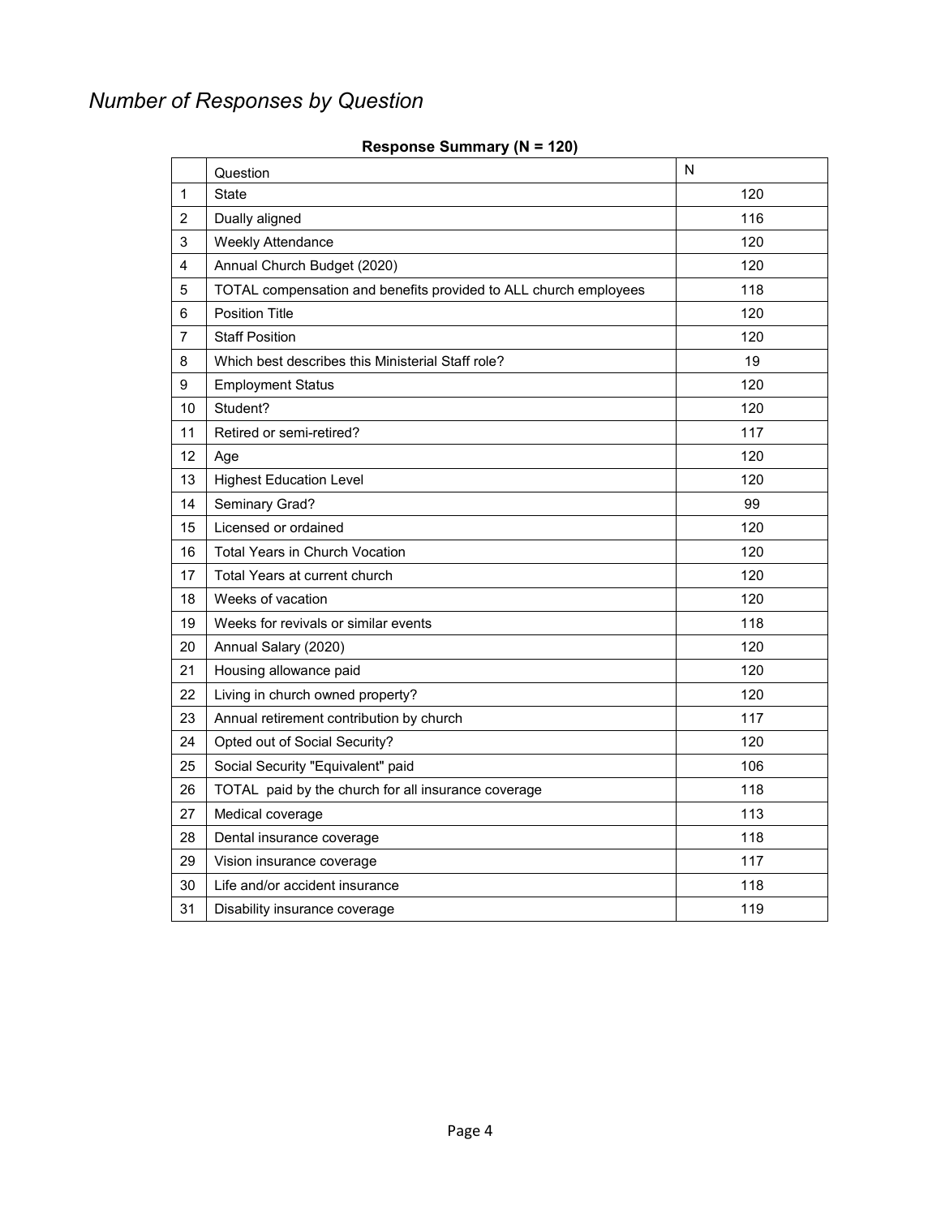*Number of Responses by Question*

**Response Summary (N = 120)**

| | Question | N |
|---|---|---|
| 1 | State | 120 |
| 2 | Dually aligned | 116 |
| 3 | Weekly Attendance | 120 |
| 4 | Annual Church Budget (2020) | 120 |
| 5 | TOTAL compensation and benefits provided to ALL church employees | 118 |
| 6 | Position Title | 120 |
| 7 | Staff Position | 120 |
| 8 | Which best describes this Ministerial Staff role? | 19 |
| 9 | Employment Status | 120 |
| 10 | Student? | 120 |
| 11 | Retired or semi-retired? | 117 |
| 12 | Age | 120 |
| 13 | Highest Education Level | 120 |
| 14 | Seminary Grad? | 99 |
| 15 | Licensed or ordained | 120 |
| 16 | Total Years in Church Vocation | 120 |
| 17 | Total Years at current church | 120 |
| 18 | Weeks of vacation | 120 |
| 19 | Weeks for revivals or similar events | 118 |
| 20 | Annual Salary (2020) | 120 |
| 21 | Housing allowance paid | 120 |
| 22 | Living in church owned property? | 120 |
| 23 | Annual retirement contribution by church | 117 |
| 24 | Opted out of Social Security? | 120 |
| 25 | Social Security "Equivalent" paid | 106 |
| 26 | TOTAL paid by the church for all insurance coverage | 118 |
| 27 | Medical coverage | 113 |
| 28 | Dental insurance coverage | 118 |
| 29 | Vision insurance coverage | 117 |
| 30 | Life and/or accident insurance | 118 |
| 31 | Disability insurance coverage | 119 |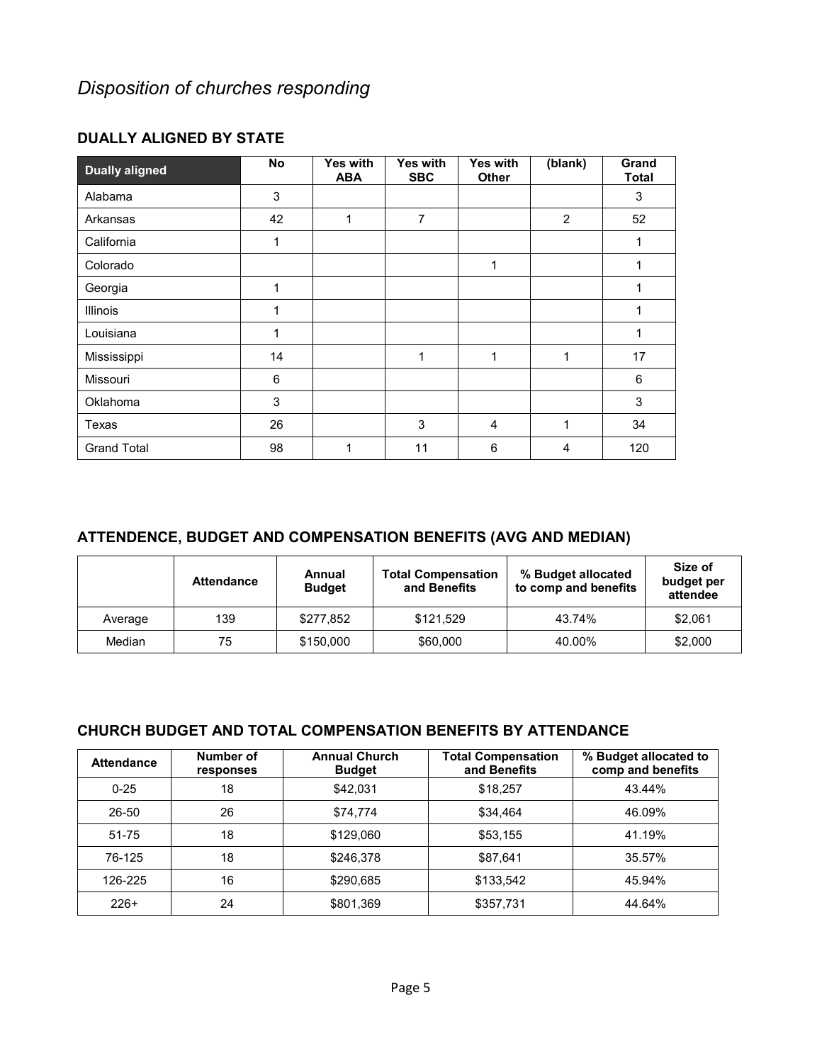# *Disposition of churches responding*

## DUALLY ALIGNED BY STATE

| Dually aligned | No | Yes with ABA | Yes with SBC | Yes with Other | (blank) | Grand Total |
|---|---|---|---|---|---|---|
| Alabama | 3 | | | | | 3 |
| Arkansas | 42 | 1 | 7 | | 2 | 52 |
| California | 1 | | | | | 1 |
| Colorado | | | | 1 | | 1 |
| Georgia | 1 | | | | | 1 |
| Illinois | 1 | | | | | 1 |
| Louisiana | 1 | | | | | 1 |
| Mississippi | 14 | | 1 | 1 | 1 | 17 |
| Missouri | 6 | | | | | 6 |
| Oklahoma | 3 | | | | | 3 |
| Texas | 26 | | 3 | 4 | 1 | 34 |
| Grand Total | 98 | 1 | 11 | 6 | 4 | 120 |

## ATTENDENCE, BUDGET AND COMPENSATION BENEFITS (AVG AND MEDIAN)

| | Attendance | Annual Budget | Total Compensation and Benefits | % Budget allocated to comp and benefits | Size of budget per attendee |
|---|---|---|---|---|---|
| Average | 139 | $277,852 | $121,529 | 43.74% | $2,061 |
| Median | 75 | $150,000 | $60,000 | 40.00% | $2,000 |

## CHURCH BUDGET AND TOTAL COMPENSATION BENEFITS BY ATTENDANCE

| Attendance | Number of responses | Annual Church Budget | Total Compensation and Benefits | % Budget allocated to comp and benefits |
|---|---|---|---|---|
| 0-25 | 18 | $42,031 | $18,257 | 43.44% |
| 26-50 | 26 | $74,774 | $34,464 | 46.09% |
| 51-75 | 18 | $129,060 | $53,155 | 41.19% |
| 76-125 | 18 | $246,378 | $87,641 | 35.57% |
| 126-225 | 16 | $290,685 | $133,542 | 45.94% |
| 226+ | 24 | $801,369 | $357,731 | 44.64% |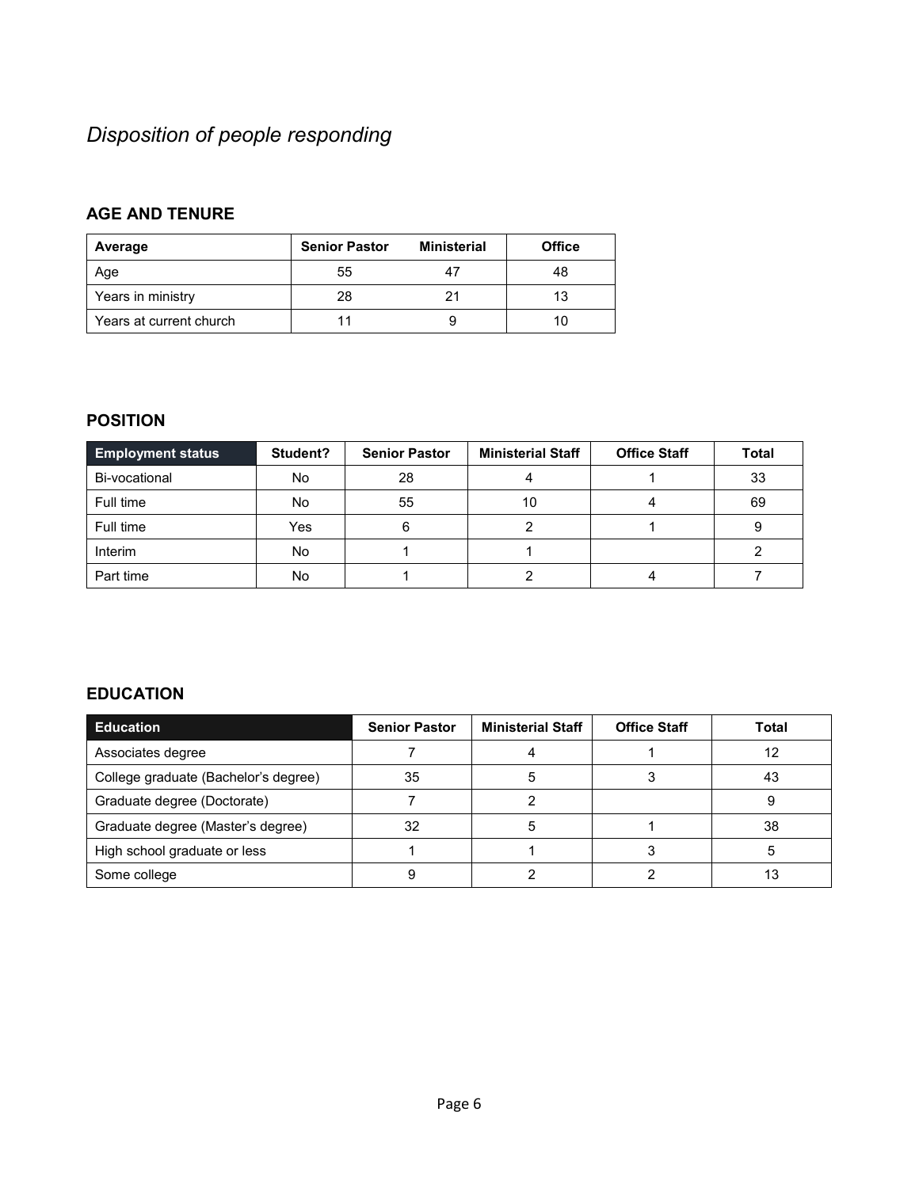*Disposition of people responding*

### AGE AND TENURE

| Average | Senior Pastor | Ministerial | Office |
|---|---|---|---|
| Age | 55 | 47 | 48 |
| Years in ministry | 28 | 21 | 13 |
| Years at current church | 11 | 9 | 10 |

### POSITION

| Employment status | Student? | Senior Pastor | Ministerial Staff | Office Staff | Total |
|---|---|---|---|---|---|
| Bi-vocational | No | 28 | 4 | 1 | 33 |
| Full time | No | 55 | 10 | 4 | 69 |
| Full time | Yes | 6 | 2 | 1 | 9 |
| Interim | No | 1 | 1 | | 2 |
| Part time | No | 1 | 2 | 4 | 7 |

### EDUCATION

| Education | Senior Pastor | Ministerial Staff | Office Staff | Total |
|---|---|---|---|---|
| Associates degree | 7 | 4 | 1 | 12 |
| College graduate (Bachelor's degree) | 35 | 5 | 3 | 43 |
| Graduate degree (Doctorate) | 7 | 2 | | 9 |
| Graduate degree (Master's degree) | 32 | 5 | 1 | 38 |
| High school graduate or less | 1 | 1 | 3 | 5 |
| Some college | 9 | 2 | 2 | 13 |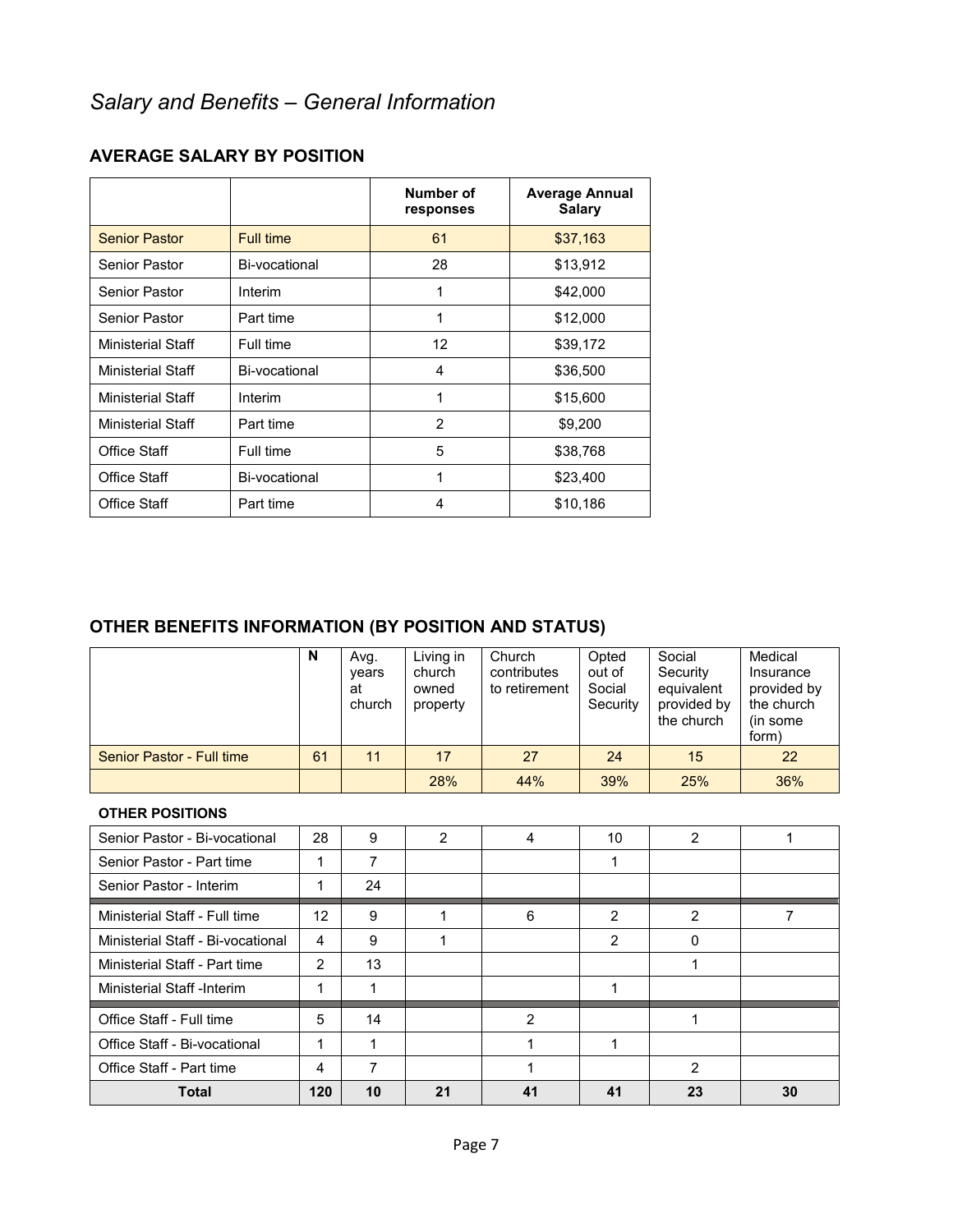*Salary and Benefits – General Information*

## AVERAGE SALARY BY POSITION

| | | Number of responses | Average Annual Salary |
|---|---|---|---|
| Senior Pastor | Full time | 61 | $37,163 |
| Senior Pastor | Bi-vocational | 28 | $13,912 |
| Senior Pastor | Interim | 1 | $42,000 |
| Senior Pastor | Part time | 1 | $12,000 |
| Ministerial Staff | Full time | 12 | $39,172 |
| Ministerial Staff | Bi-vocational | 4 | $36,500 |
| Ministerial Staff | Interim | 1 | $15,600 |
| Ministerial Staff | Part time | 2 | $9,200 |
| Office Staff | Full time | 5 | $38,768 |
| Office Staff | Bi-vocational | 1 | $23,400 |
| Office Staff | Part time | 4 | $10,186 |

## OTHER BENEFITS INFORMATION (BY POSITION AND STATUS)

| | N | Avg. years at church | Living in church owned property | Church contributes to retirement | Opted out of Social Security | Social Security equivalent provided by the church | Medical Insurance provided by the church (in some form) |
|---|---|---|---|---|---|---|---|
| Senior Pastor - Full time | 61 | 11 | 17 | 27 | 24 | 15 | 22 |
| | | | 28% | 44% | 39% | 25% | 36% |
| **OTHER POSITIONS** | | | | | | | |
| Senior Pastor - Bi-vocational | 28 | 9 | 2 | 4 | 10 | 2 | 1 |
| Senior Pastor - Part time | 1 | 7 | | | 1 | | |
| Senior Pastor - Interim | 1 | 24 | | | | | |
| Ministerial Staff - Full time | 12 | 9 | 1 | 6 | 2 | 2 | 7 |
| Ministerial Staff - Bi-vocational | 4 | 9 | 1 | | 2 | 0 | |
| Ministerial Staff - Part time | 2 | 13 | | | | 1 | |
| Ministerial Staff -Interim | 1 | 1 | | | 1 | | |
| Office Staff - Full time | 5 | 14 | | 2 | | 1 | |
| Office Staff - Bi-vocational | 1 | 1 | | 1 | 1 | | |
| Office Staff - Part time | 4 | 7 | | 1 | | 2 | |
| **Total** | **120** | **10** | **21** | **41** | **41** | **23** | **30** |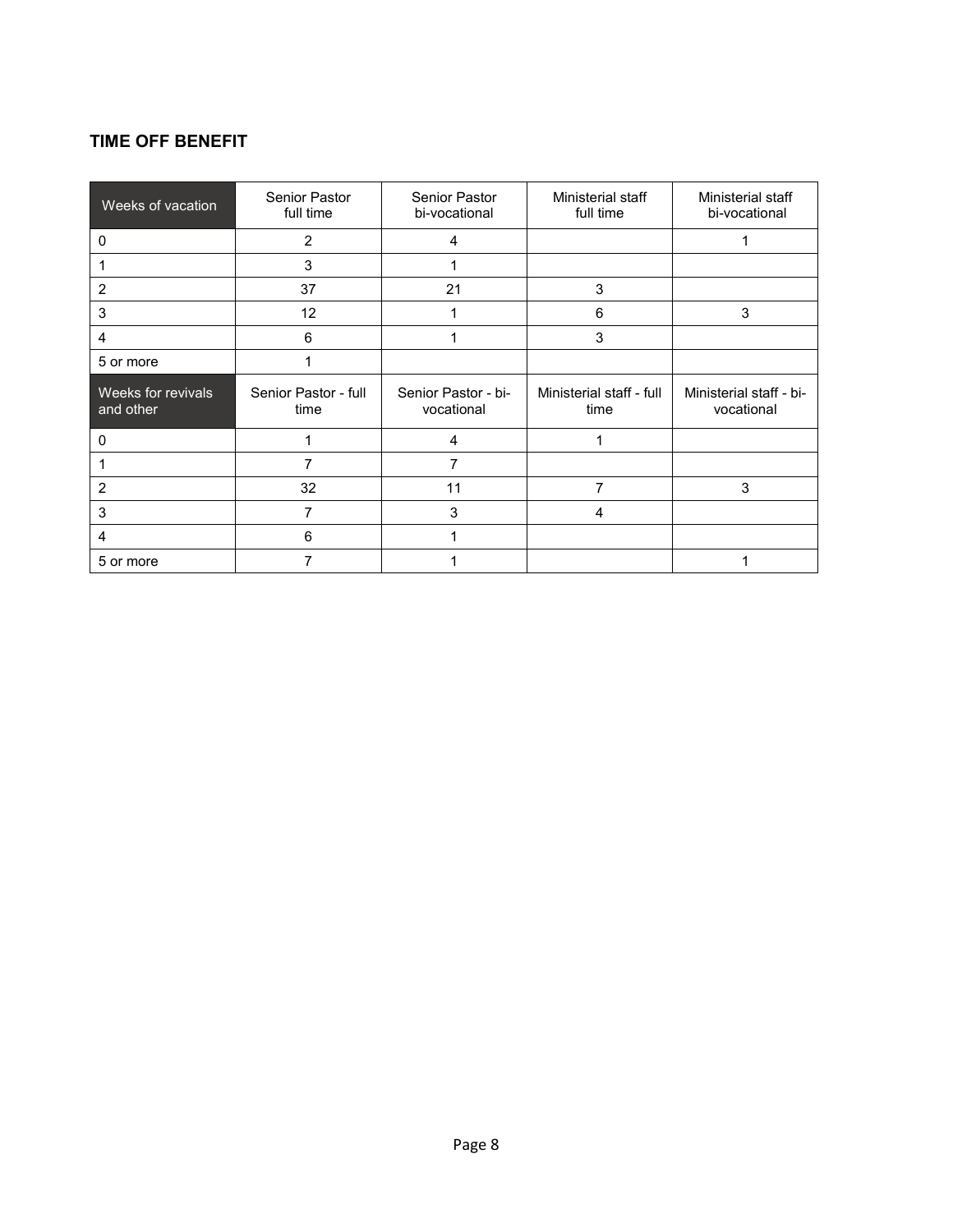### TIME OFF BENEFIT

| Weeks of vacation | Senior Pastor full time | Senior Pastor bi-vocational | Ministerial staff full time | Ministerial staff bi-vocational |
|---|---|---|---|---|
| 0 | 2 | 4 | | 1 |
| 1 | 3 | 1 | | |
| 2 | 37 | 21 | 3 | |
| 3 | 12 | 1 | 6 | 3 |
| 4 | 6 | 1 | 3 | |
| 5 or more | 1 | | | |
| **Weeks for revivals and other** | **Senior Pastor - full time** | **Senior Pastor - bi-vocational** | **Ministerial staff - full time** | **Ministerial staff - bi-vocational** |
| 0 | 1 | 4 | 1 | |
| 1 | 7 | 7 | | |
| 2 | 32 | 11 | 7 | 3 |
| 3 | 7 | 3 | 4 | |
| 4 | 6 | 1 | | |
| 5 or more | 7 | 1 | | 1 |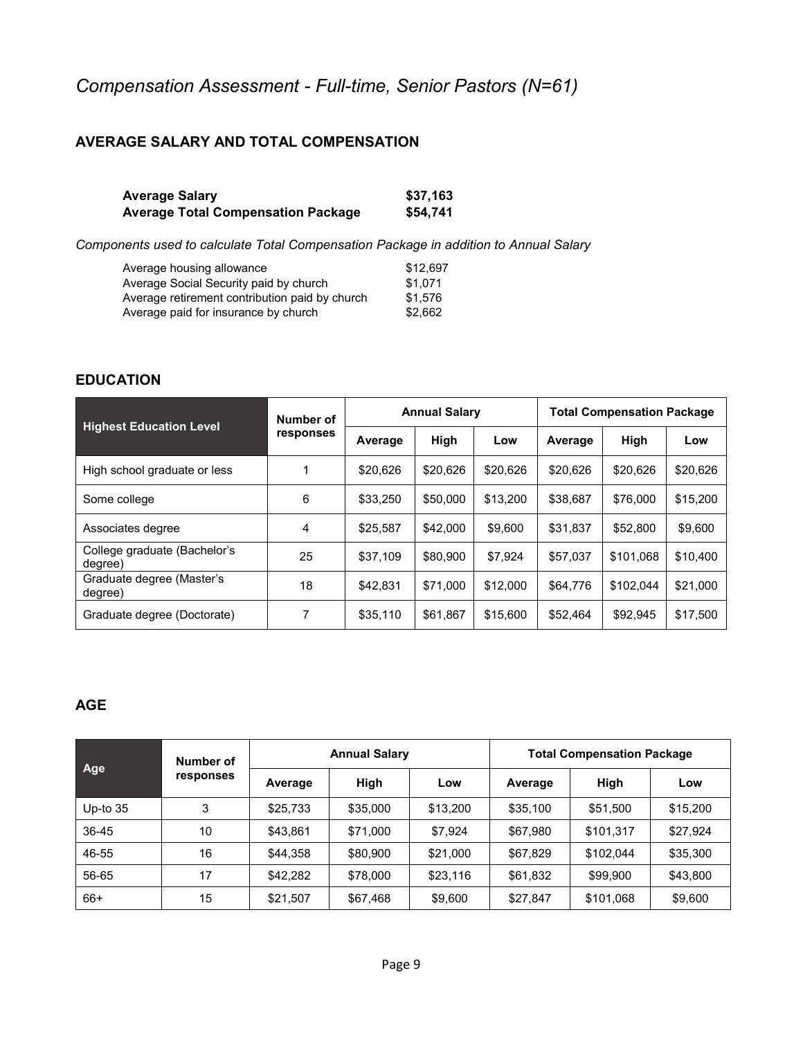## *Compensation Assessment - Full-time, Senior Pastors (N=61)*

### AVERAGE SALARY AND TOTAL COMPENSATION

| | |
|---|---|
| **Average Salary** | **$37,163** |
| **Average Total Compensation Package** | **$54,741** |

*Components used to calculate Total Compensation Package in addition to Annual Salary*

| | |
|---|---|
| Average housing allowance | $12,697 |
| Average Social Security paid by church | $1,071 |
| Average retirement contribution paid by church | $1,576 |
| Average paid for insurance by church | $2,662 |

### EDUCATION

| Highest Education Level | Number of responses | Annual Salary | | | Total Compensation Package | | |
|---|---|---|---|---|---|---|---|
| | | Average | High | Low | Average | High | Low |
| High school graduate or less | 1 | $20,626 | $20,626 | $20,626 | $20,626 | $20,626 | $20,626 |
| Some college | 6 | $33,250 | $50,000 | $13,200 | $38,687 | $76,000 | $15,200 |
| Associates degree | 4 | $25,587 | $42,000 | $9,600 | $31,837 | $52,800 | $9,600 |
| College graduate (Bachelor's degree) | 25 | $37,109 | $80,900 | $7,924 | $57,037 | $101,068 | $10,400 |
| Graduate degree (Master's degree) | 18 | $42,831 | $71,000 | $12,000 | $64,776 | $102,044 | $21,000 |
| Graduate degree (Doctorate) | 7 | $35,110 | $61,867 | $15,600 | $52,464 | $92,945 | $17,500 |

### AGE

| Age | Number of responses | Annual Salary | | | Total Compensation Package | | |
|---|---|---|---|---|---|---|---|
| | | Average | High | Low | Average | High | Low |
| Up-to 35 | 3 | $25,733 | $35,000 | $13,200 | $35,100 | $51,500 | $15,200 |
| 36-45 | 10 | $43,861 | $71,000 | $7,924 | $67,980 | $101,317 | $27,924 |
| 46-55 | 16 | $44,358 | $80,900 | $21,000 | $67,829 | $102,044 | $35,300 |
| 56-65 | 17 | $42,282 | $78,000 | $23,116 | $61,832 | $99,900 | $43,800 |
| 66+ | 15 | $21,507 | $67,468 | $9,600 | $27,847 | $101,068 | $9,600 |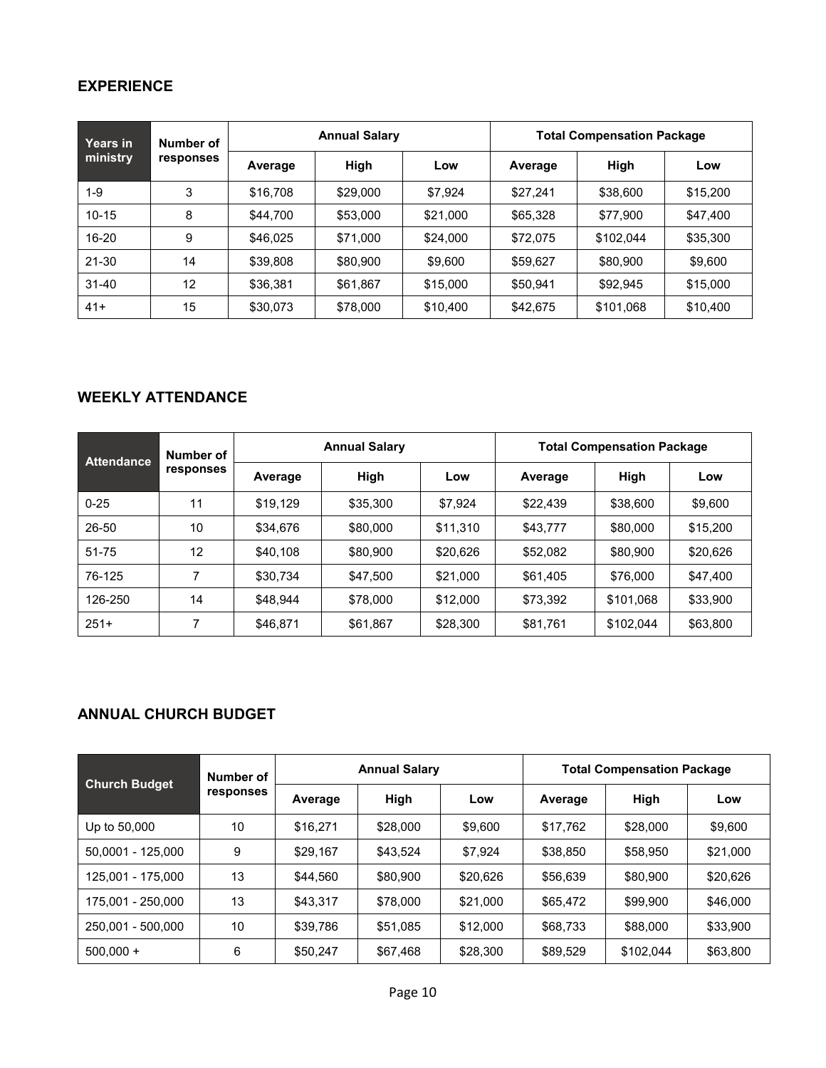## EXPERIENCE

| Years in ministry | Number of responses | Annual Salary | | | Total Compensation Package | | |
|---|---|---|---|---|---|---|---|
| | | Average | High | Low | Average | High | Low |
| 1-9 | 3 | $16,708 | $29,000 | $7,924 | $27,241 | $38,600 | $15,200 |
| 10-15 | 8 | $44,700 | $53,000 | $21,000 | $65,328 | $77,900 | $47,400 |
| 16-20 | 9 | $46,025 | $71,000 | $24,000 | $72,075 | $102,044 | $35,300 |
| 21-30 | 14 | $39,808 | $80,900 | $9,600 | $59,627 | $80,900 | $9,600 |
| 31-40 | 12 | $36,381 | $61,867 | $15,000 | $50,941 | $92,945 | $15,000 |
| 41+ | 15 | $30,073 | $78,000 | $10,400 | $42,675 | $101,068 | $10,400 |

## WEEKLY ATTENDANCE

| Attendance | Number of responses | Annual Salary | | | Total Compensation Package | | |
|---|---|---|---|---|---|---|---|
| | | Average | High | Low | Average | High | Low |
| 0-25 | 11 | $19,129 | $35,300 | $7,924 | $22,439 | $38,600 | $9,600 |
| 26-50 | 10 | $34,676 | $80,000 | $11,310 | $43,777 | $80,000 | $15,200 |
| 51-75 | 12 | $40,108 | $80,900 | $20,626 | $52,082 | $80,900 | $20,626 |
| 76-125 | 7 | $30,734 | $47,500 | $21,000 | $61,405 | $76,000 | $47,400 |
| 126-250 | 14 | $48,944 | $78,000 | $12,000 | $73,392 | $101,068 | $33,900 |
| 251+ | 7 | $46,871 | $61,867 | $28,300 | $81,761 | $102,044 | $63,800 |

## ANNUAL CHURCH BUDGET

| Church Budget | Number of responses | Annual Salary | | | Total Compensation Package | | |
|---|---|---|---|---|---|---|---|
| | | Average | High | Low | Average | High | Low |
| Up to 50,000 | 10 | $16,271 | $28,000 | $9,600 | $17,762 | $28,000 | $9,600 |
| 50,0001 - 125,000 | 9 | $29,167 | $43,524 | $7,924 | $38,850 | $58,950 | $21,000 |
| 125,001 - 175,000 | 13 | $44,560 | $80,900 | $20,626 | $56,639 | $80,900 | $20,626 |
| 175,001 - 250,000 | 13 | $43,317 | $78,000 | $21,000 | $65,472 | $99,900 | $46,000 |
| 250,001 - 500,000 | 10 | $39,786 | $51,085 | $12,000 | $68,733 | $88,000 | $33,900 |
| 500,000 + | 6 | $50,247 | $67,468 | $28,300 | $89,529 | $102,044 | $63,800 |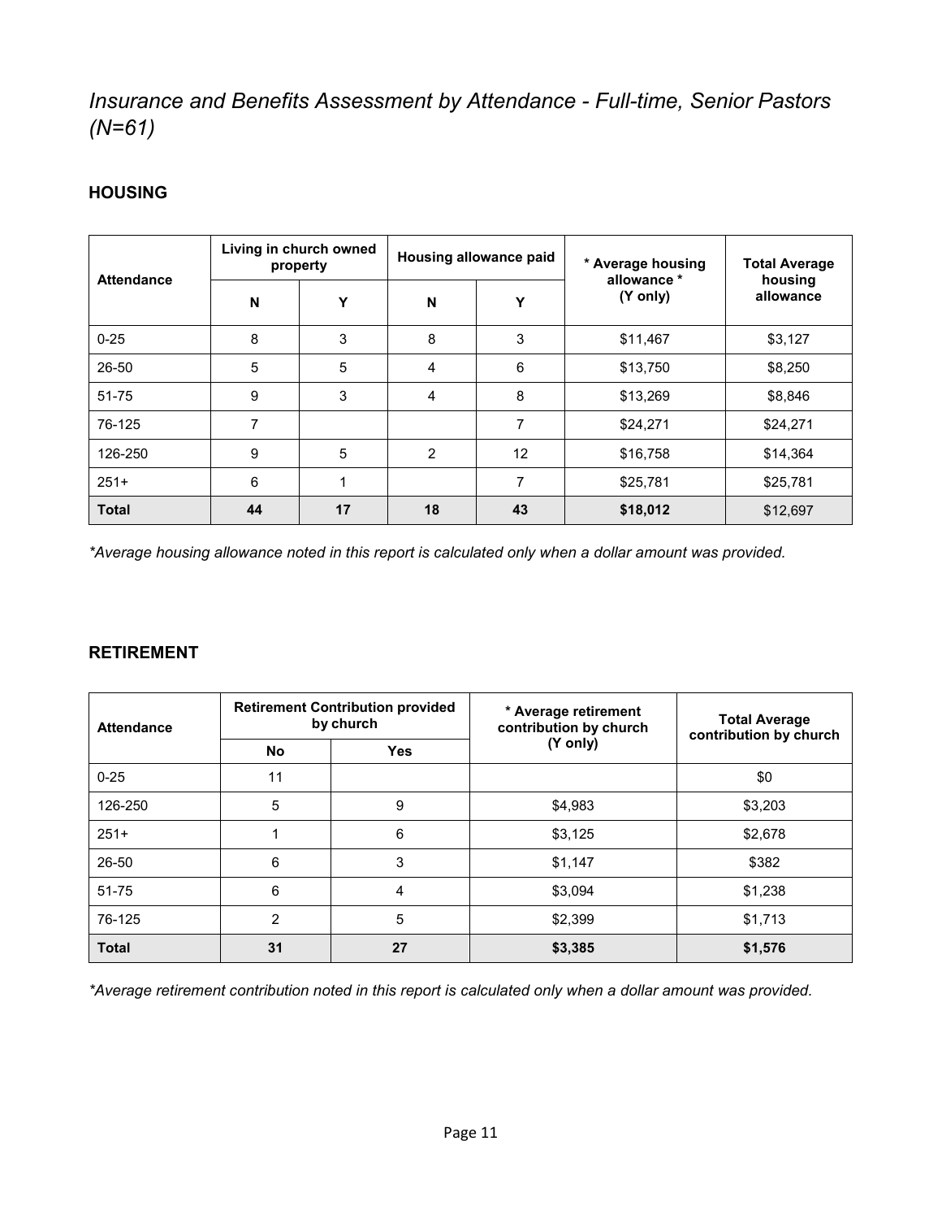## *Insurance and Benefits Assessment by Attendance - Full-time, Senior Pastors (N=61)*

### HOUSING

| Attendance | Living in church owned property | | Housing allowance paid | | * Average housing allowance * (Y only) | Total Average housing allowance |
|---|---|---|---|---|---|---|
| | N | Y | N | Y | | |
| 0-25 | 8 | 3 | 8 | 3 | $11,467 | $3,127 |
| 26-50 | 5 | 5 | 4 | 6 | $13,750 | $8,250 |
| 51-75 | 9 | 3 | 4 | 8 | $13,269 | $8,846 |
| 76-125 | 7 | | | 7 | $24,271 | $24,271 |
| 126-250 | 9 | 5 | 2 | 12 | $16,758 | $14,364 |
| 251+ | 6 | 1 | | 7 | $25,781 | $25,781 |
| **Total** | **44** | **17** | **18** | **43** | **$18,012** | $12,697 |

*\*Average housing allowance noted in this report is calculated only when a dollar amount was provided.*

### RETIREMENT

| Attendance | Retirement Contribution provided by church | | * Average retirement contribution by church (Y only) | Total Average contribution by church |
|---|---|---|---|---|
| | No | Yes | | |
| 0-25 | 11 | | | $0 |
| 126-250 | 5 | 9 | $4,983 | $3,203 |
| 251+ | 1 | 6 | $3,125 | $2,678 |
| 26-50 | 6 | 3 | $1,147 | $382 |
| 51-75 | 6 | 4 | $3,094 | $1,238 |
| 76-125 | 2 | 5 | $2,399 | $1,713 |
| **Total** | **31** | **27** | **$3,385** | **$1,576** |

*\*Average retirement contribution noted in this report is calculated only when a dollar amount was provided.*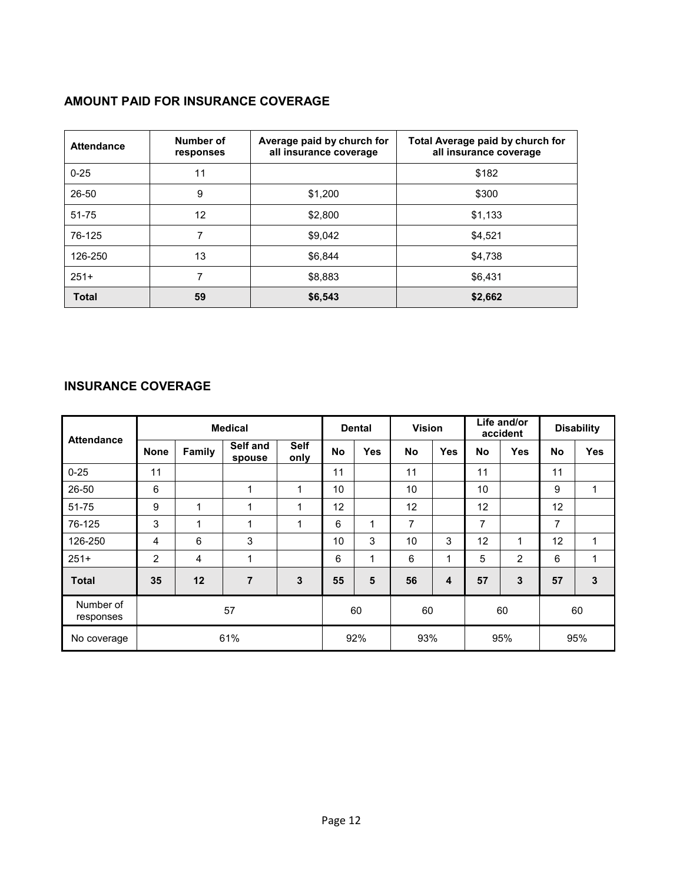## AMOUNT PAID FOR INSURANCE COVERAGE

| Attendance | Number of responses | Average paid by church for all insurance coverage | Total Average paid by church for all insurance coverage |
|---|---|---|---|
| 0-25 | 11 | | $182 |
| 26-50 | 9 | $1,200 | $300 |
| 51-75 | 12 | $2,800 | $1,133 |
| 76-125 | 7 | $9,042 | $4,521 |
| 126-250 | 13 | $6,844 | $4,738 |
| 251+ | 7 | $8,883 | $6,431 |
| **Total** | **59** | **$6,543** | **$2,662** |

## INSURANCE COVERAGE

| Attendance | Medical | | | | Dental | | Vision | | Life and/or accident | | Disability | |
|---|---|---|---|---|---|---|---|---|---|---|---|---|
| | None | Family | Self and spouse | Self only | No | Yes | No | Yes | No | Yes | No | Yes |
| 0-25 | 11 | | | | 11 | | 11 | | 11 | | 11 | |
| 26-50 | 6 | | 1 | 1 | 10 | | 10 | | 10 | | 9 | 1 |
| 51-75 | 9 | 1 | 1 | 1 | 12 | | 12 | | 12 | | 12 | |
| 76-125 | 3 | 1 | 1 | 1 | 6 | 1 | 7 | | 7 | | 7 | |
| 126-250 | 4 | 6 | 3 | | 10 | 3 | 10 | 3 | 12 | 1 | 12 | 1 |
| 251+ | 2 | 4 | 1 | | 6 | 1 | 6 | 1 | 5 | 2 | 6 | 1 |
| **Total** | **35** | **12** | **7** | **3** | **55** | **5** | **56** | **4** | **57** | **3** | **57** | **3** |
| Number of responses | 57 | | | | 60 | | 60 | | 60 | | 60 | |
| No coverage | 61% | | | | 92% | | 93% | | 95% | | 95% | |